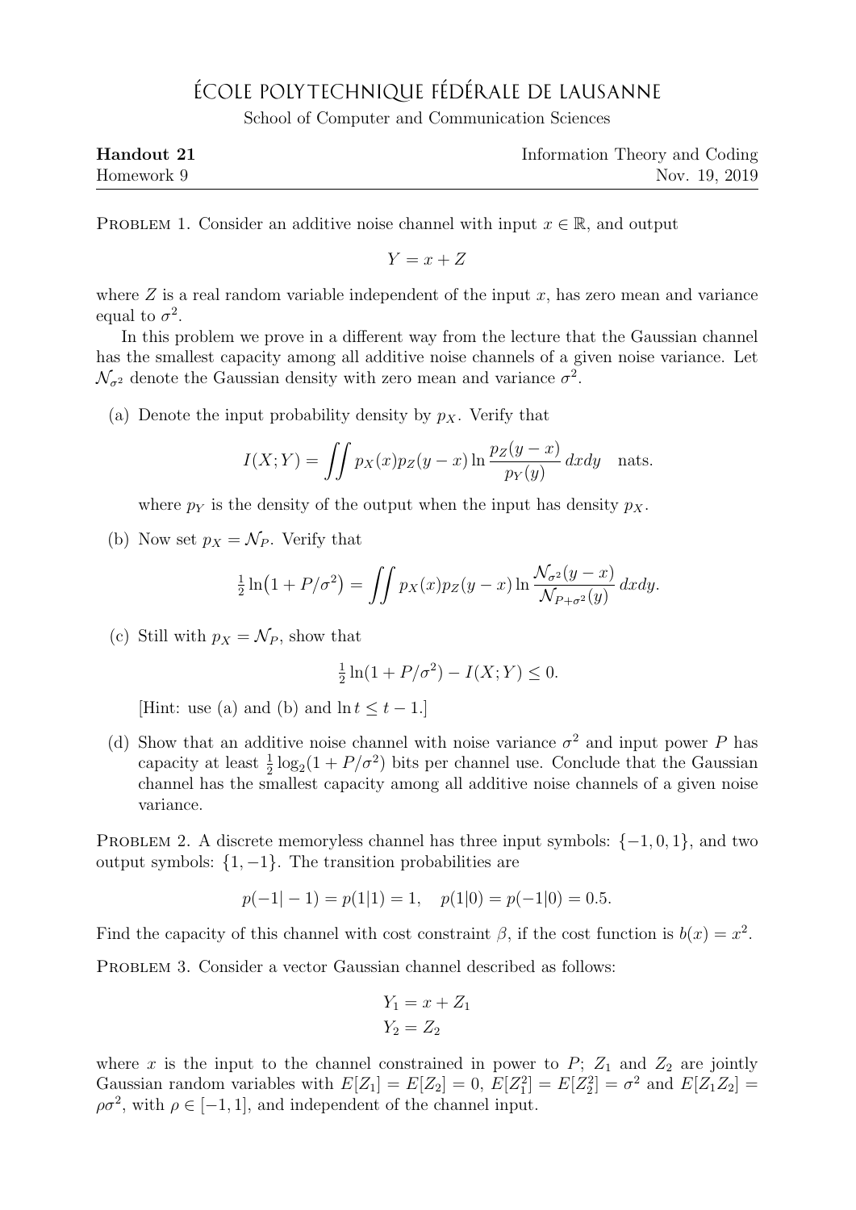# ÉCOLE POLYTECHNIQUE FÉDÉRALE DE LAUSANNE

School of Computer and Communication Sciences

| **Handout 21** | Information Theory and Coding |
|---|---|
| Homework 9 | Nov. 19, 2019 |

Problem 1. Consider an additive noise channel with input $x \in \mathbb{R}$, and output

$$Y = x + Z$$

where $Z$ is a real random variable independent of the input $x$, has zero mean and variance equal to $\sigma^2$.

In this problem we prove in a different way from the lecture that the Gaussian channel has the smallest capacity among all additive noise channels of a given noise variance. Let $\mathcal{N}_{\sigma^2}$ denote the Gaussian density with zero mean and variance $\sigma^2$.

(a) Denote the input probability density by $p_X$. Verify that

$$I(X;Y) = \iint p_X(x) p_Z(y-x) \ln \frac{p_Z(y-x)}{p_Y(y)} \, dx dy \quad \text{nats.}$$

where $p_Y$ is the density of the output when the input has density $p_X$.

(b) Now set $p_X = \mathcal{N}_P$. Verify that

$$\tfrac{1}{2} \ln\bigl(1 + P/\sigma^2\bigr) = \iint p_X(x) p_Z(y-x) \ln \frac{\mathcal{N}_{\sigma^2}(y-x)}{\mathcal{N}_{P+\sigma^2}(y)} \, dx dy.$$

(c) Still with $p_X = \mathcal{N}_P$, show that

$$\tfrac{1}{2} \ln(1 + P/\sigma^2) - I(X;Y) \le 0.$$

[Hint: use (a) and (b) and $\ln t \le t - 1$.]

(d) Show that an additive noise channel with noise variance $\sigma^2$ and input power $P$ has capacity at least $\frac{1}{2}\log_2(1 + P/\sigma^2)$ bits per channel use. Conclude that the Gaussian channel has the smallest capacity among all additive noise channels of a given noise variance.

Problem 2. A discrete memoryless channel has three input symbols: $\{-1, 0, 1\}$, and two output symbols: $\{1, -1\}$. The transition probabilities are

$$p(-1|-1) = p(1|1) = 1, \quad p(1|0) = p(-1|0) = 0.5.$$

Find the capacity of this channel with cost constraint $\beta$, if the cost function is $b(x) = x^2$.

Problem 3. Consider a vector Gaussian channel described as follows:

$$Y_1 = x + Z_1$$
$$Y_2 = Z_2$$

where $x$ is the input to the channel constrained in power to $P$; $Z_1$ and $Z_2$ are jointly Gaussian random variables with $E[Z_1] = E[Z_2] = 0$, $E[Z_1^2] = E[Z_2^2] = \sigma^2$ and $E[Z_1 Z_2] = \rho\sigma^2$, with $\rho \in [-1, 1]$, and independent of the channel input.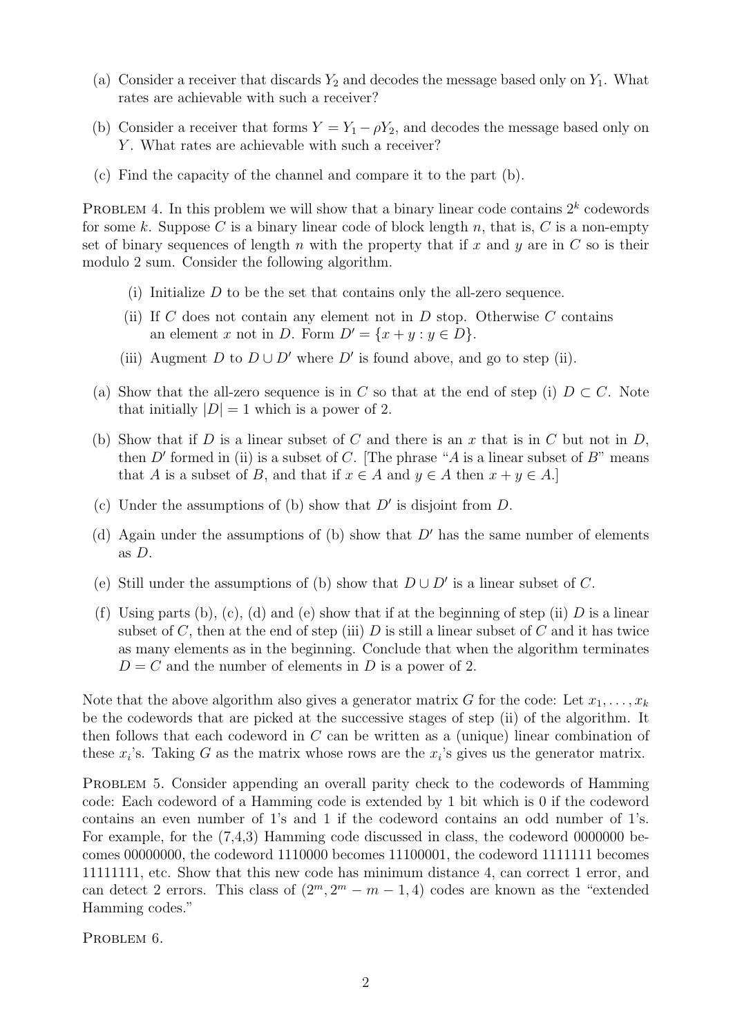(a) Consider a receiver that discards $Y_2$ and decodes the message based only on $Y_1$. What rates are achievable with such a receiver?

(b) Consider a receiver that forms $Y = Y_1 - \rho Y_2$, and decodes the message based only on $Y$. What rates are achievable with such a receiver?

(c) Find the capacity of the channel and compare it to the part (b).

PROBLEM 4. In this problem we will show that a binary linear code contains $2^k$ codewords for some $k$. Suppose $C$ is a binary linear code of block length $n$, that is, $C$ is a non-empty set of binary sequences of length $n$ with the property that if $x$ and $y$ are in $C$ so is their modulo 2 sum. Consider the following algorithm.

(i) Initialize $D$ to be the set that contains only the all-zero sequence.

(ii) If $C$ does not contain any element not in $D$ stop. Otherwise $C$ contains an element $x$ not in $D$. Form $D' = \{x + y : y \in D\}$.

(iii) Augment $D$ to $D \cup D'$ where $D'$ is found above, and go to step (ii).

(a) Show that the all-zero sequence is in $C$ so that at the end of step (i) $D \subset C$. Note that initially $|D| = 1$ which is a power of 2.

(b) Show that if $D$ is a linear subset of $C$ and there is an $x$ that is in $C$ but not in $D$, then $D'$ formed in (ii) is a subset of $C$. [The phrase "$A$ is a linear subset of $B$" means that $A$ is a subset of $B$, and that if $x \in A$ and $y \in A$ then $x + y \in A$.]

(c) Under the assumptions of (b) show that $D'$ is disjoint from $D$.

(d) Again under the assumptions of (b) show that $D'$ has the same number of elements as $D$.

(e) Still under the assumptions of (b) show that $D \cup D'$ is a linear subset of $C$.

(f) Using parts (b), (c), (d) and (e) show that if at the beginning of step (ii) $D$ is a linear subset of $C$, then at the end of step (iii) $D$ is still a linear subset of $C$ and it has twice as many elements as in the beginning. Conclude that when the algorithm terminates $D = C$ and the number of elements in $D$ is a power of 2.

Note that the above algorithm also gives a generator matrix $G$ for the code: Let $x_1, \ldots, x_k$ be the codewords that are picked at the successive stages of step (ii) of the algorithm. It then follows that each codeword in $C$ can be written as a (unique) linear combination of these $x_i$'s. Taking $G$ as the matrix whose rows are the $x_i$'s gives us the generator matrix.

PROBLEM 5. Consider appending an overall parity check to the codewords of Hamming code: Each codeword of a Hamming code is extended by 1 bit which is 0 if the codeword contains an even number of 1's and 1 if the codeword contains an odd number of 1's. For example, for the (7,4,3) Hamming code discussed in class, the codeword 0000000 becomes 00000000, the codeword 1110000 becomes 11100001, the codeword 1111111 becomes 11111111, etc. Show that this new code has minimum distance 4, can correct 1 error, and can detect 2 errors. This class of $(2^m, 2^m - m - 1, 4)$ codes are known as the "extended Hamming codes."

PROBLEM 6.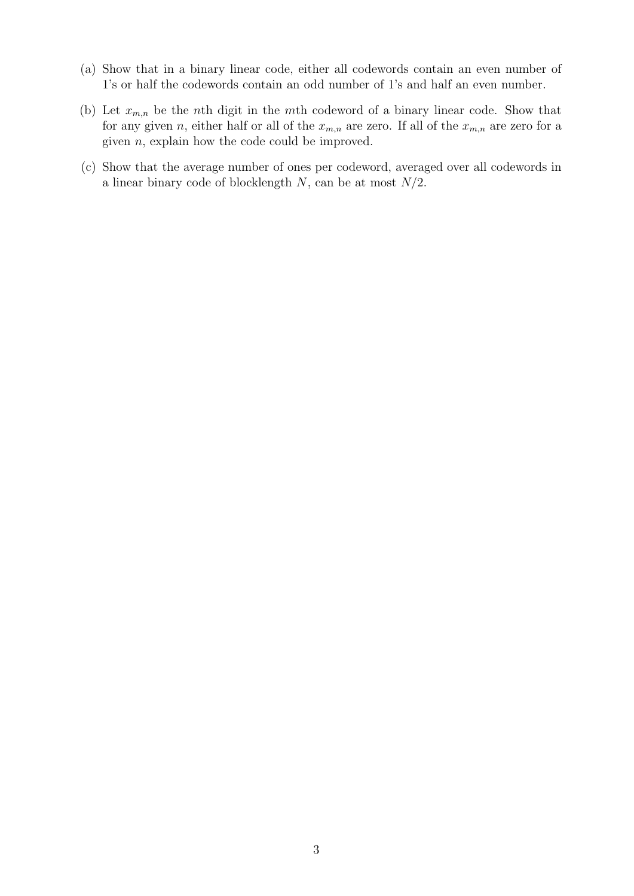(a) Show that in a binary linear code, either all codewords contain an even number of 1's or half the codewords contain an odd number of 1's and half an even number.

(b) Let $x_{m,n}$ be the $n$th digit in the $m$th codeword of a binary linear code. Show that for any given $n$, either half or all of the $x_{m,n}$ are zero. If all of the $x_{m,n}$ are zero for a given $n$, explain how the code could be improved.

(c) Show that the average number of ones per codeword, averaged over all codewords in a linear binary code of blocklength $N$, can be at most $N/2$.